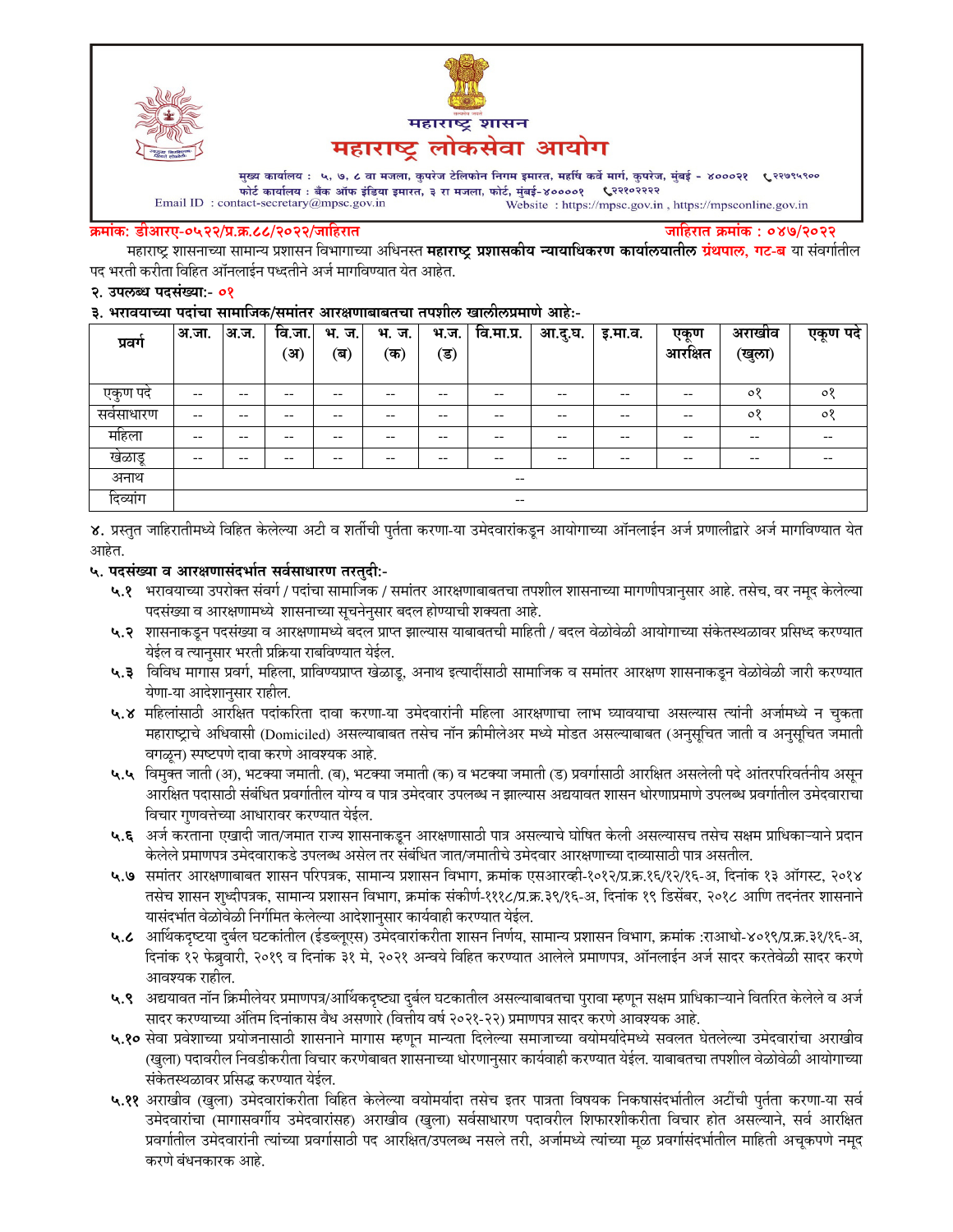# महाराष्ट्र शासन
# महाराष्ट्र लोकसेवा आयोग

मुख्य कार्यालय : ५, ७, ८ वा मजला, कुपरेज टेलिफोन निगम इमारत, महर्षि कर्वे मार्ग, कुपरेज, मुंबई - ४०००२१ ☎ २२७९५९००
फोर्ट कार्यालय : बँक ऑफ इंडिया इमारत, ३ रा मजला, फोर्ट, मुंबई-४००००१ ☎ २२१०२२२२
Email ID : contact-secretary@mpsc.gov.in
Website : https://mpsc.gov.in , https://mpsconline.gov.in

**क्रमांक: डीआरए-०५२२/प्र.क्र.८८/२०२२/जाहिरात** **जाहिरात क्रमांक : ०४७/२०२२**

महाराष्ट्र शासनाच्या सामान्य प्रशासन विभागाच्या अधिनस्त **महाराष्ट्र प्रशासकीय न्यायाधिकरण कार्यालयातील ग्रंथपाल, गट-ब** या संवर्गातील पद भरती करीता विहित ऑनलाईन पध्दतीने अर्ज मागविण्यात येत आहेत.

**२. उपलब्ध पदसंख्या:- ०१**

**३. भरावयाच्या पदांचा सामाजिक/समांतर आरक्षणाबाबतचा तपशील खालीलप्रमाणे आहे:-**

| प्रवर्ग | अ.जा. | अ.ज. | वि.जा. (अ) | भ. ज. (ब) | भ. ज. (क) | भ.ज. (ड) | वि.मा.प्र. | आ.दु.घ. | इ.मा.व. | एकूण आरक्षित | अराखीव (खुला) | एकूण पदे |
|---|---|---|---|---|---|---|---|---|---|---|---|---|
| एकुण पदे | -- | -- | -- | -- | -- | -- | -- | -- | -- | -- | ०१ | ०१ |
| सर्वसाधारण | -- | -- | -- | -- | -- | -- | -- | -- | -- | -- | ०१ | ०१ |
| महिला | -- | -- | -- | -- | -- | -- | -- | -- | -- | -- | -- | -- |
| खेळाडू | -- | -- | -- | -- | -- | -- | -- | -- | -- | -- | -- | -- |
| अनाथ | -- | | | | | | | | | | | |
| दिव्यांग | -- | | | | | | | | | | | |

४. प्रस्तुत जाहिरातीमध्ये विहित केलेल्या अटी व शर्तीची पुर्तता करणा-या उमेदवारांकडून आयोगाच्या ऑनलाईन अर्ज प्रणालीद्वारे अर्ज मागविण्यात येत आहेत.

**५. पदसंख्या व आरक्षणासंदर्भात सर्वसाधारण तरतुदी:-**

**५.१** भरावयाच्या उपरोक्त संवर्ग / पदांचा सामाजिक / समांतर आरक्षणाबाबतचा तपशील शासनाच्या मागणीपत्रानुसार आहे. तसेच, वर नमूद केलेल्या पदसंख्या व आरक्षणामध्ये शासनाच्या सूचनेनुसार बदल होण्याची शक्यता आहे.

**५.२** शासनाकडून पदसंख्या व आरक्षणामध्ये बदल प्राप्त झाल्यास याबाबतची माहिती / बदल वेळोवेळी आयोगाच्या संकेतस्थळावर प्रसिध्द करण्यात येईल व त्यानुसार भरती प्रक्रिया राबविण्यात येईल.

**५.३** विविध मागास प्रवर्ग, महिला, प्राविण्यप्राप्त खेळाडू, अनाथ इत्यादींसाठी सामाजिक व समांतर आरक्षण शासनाकडून वेळोवेळी जारी करण्यात येणा-या आदेशानुसार राहील.

**५.४** महिलांसाठी आरक्षित पदांकरिता दावा करणा-या उमेदवारांनी महिला आरक्षणाचा लाभ घ्यावयाचा असल्यास त्यांनी अर्जामध्ये न चुकता महाराष्ट्राचे अधिवासी (Domiciled) असल्याबाबत तसेच नॉन क्रीमीलेअर मध्ये मोडत असल्याबाबत (अनुसूचित जाती व अनुसूचित जमाती वगळून) स्पष्टपणे दावा करणे आवश्यक आहे.

**५.५** विमुक्त जाती (अ), भटक्या जमाती. (ब), भटक्या जमाती (क) व भटक्या जमाती (ड) प्रवर्गासाठी आरक्षित असलेली पदे आंतरपरिवर्तनीय असून आरक्षित पदासाठी संबंधित प्रवर्गातील योग्य व पात्र उमेदवार उपलब्ध न झाल्यास अद्ययावत शासन धोरणाप्रमाणे उपलब्ध प्रवर्गातील उमेदवाराचा विचार गुणवत्तेच्या आधारावर करण्यात येईल.

**५.६** अर्ज करताना एखादी जात/जमात राज्य शासनाकडून आरक्षणासाठी पात्र असल्याचे घोषित केली असल्यासच तसेच सक्षम प्राधिकाऱ्याने प्रदान केलेले प्रमाणपत्र उमेदवाराकडे उपलब्ध असेल तर संबंधित जात/जमातीचे उमेदवार आरक्षणाच्या दाव्यासाठी पात्र असतील.

**५.७** समांतर आरक्षणाबाबत शासन परिपत्रक, सामान्य प्रशासन विभाग, क्रमांक एसआरव्ही-१०१२/प्र.क्र.१६/१२/१६-अ, दिनांक १३ ऑगस्ट, २०१४ तसेच शासन शुध्दीपत्रक, सामान्य प्रशासन विभाग, क्रमांक संकीर्ण-१११८/प्र.क्र.३९/१६-अ, दिनांक १९ डिसेंबर, २०१८ आणि तदनंतर शासनाने यासंदर्भात वेळोवेळी निर्गमित केलेल्या आदेशानुसार कार्यवाही करण्यात येईल.

**५.८** आर्थिकदृष्टया दुर्बल घटकांतील (ईडब्लूएस) उमेदवारांकरीता शासन निर्णय, सामान्य प्रशासन विभाग, क्रमांक :राआधो-४०१९/प्र.क्र.३१/१६-अ, दिनांक १२ फेब्रुवारी, २०१९ व दिनांक ३१ मे, २०२१ अन्वये विहित करण्यात आलेले प्रमाणपत्र, ऑनलाईन अर्ज सादर करतेवेळी सादर करणे आवश्यक राहील.

**५.९** अद्ययावत नॉन क्रिमीलेयर प्रमाणपत्र/आर्थिकदृष्ट्या दुर्बल घटकातील असल्याबाबतचा पुरावा म्हणून सक्षम प्राधिकाऱ्याने वितरित केलेले व अर्ज सादर करण्याच्या अंतिम दिनांकास वैध असणारे (वित्तीय वर्ष २०२१-२२) प्रमाणपत्र सादर करणे आवश्यक आहे.

**५.१०** सेवा प्रवेशाच्या प्रयोजनासाठी शासनाने मागास म्हणून मान्यता दिलेल्या समाजाच्या वयोमर्यादेमध्ये सवलत घेतलेल्या उमेदवारांचा अराखीव (खुला) पदावरील निवडीकरीता विचार करणेबाबत शासनाच्या धोरणानुसार कार्यवाही करण्यात येईल. याबाबतचा तपशील वेळोवेळी आयोगाच्या संकेतस्थळावर प्रसिद्ध करण्यात येईल.

**५.११** अराखीव (खुला) उमेदवारांकरीता विहित केलेल्या वयोमर्यादा तसेच इतर पात्रता विषयक निकषासंदर्भातील अटींची पुर्तता करणा-या सर्व उमेदवारांचा (मागासवर्गीय उमेदवारांसह) अराखीव (खुला) सर्वसाधारण पदावरील शिफारशीकरीता विचार होत असल्याने, सर्व आरक्षित प्रवर्गातील उमेदवारांनी त्यांच्या प्रवर्गासाठी पद आरक्षित/उपलब्ध नसले तरी, अर्जामध्ये त्यांच्या मूळ प्रवर्गासंदर्भातील माहिती अचूकपणे नमूद करणे बंधनकारक आहे.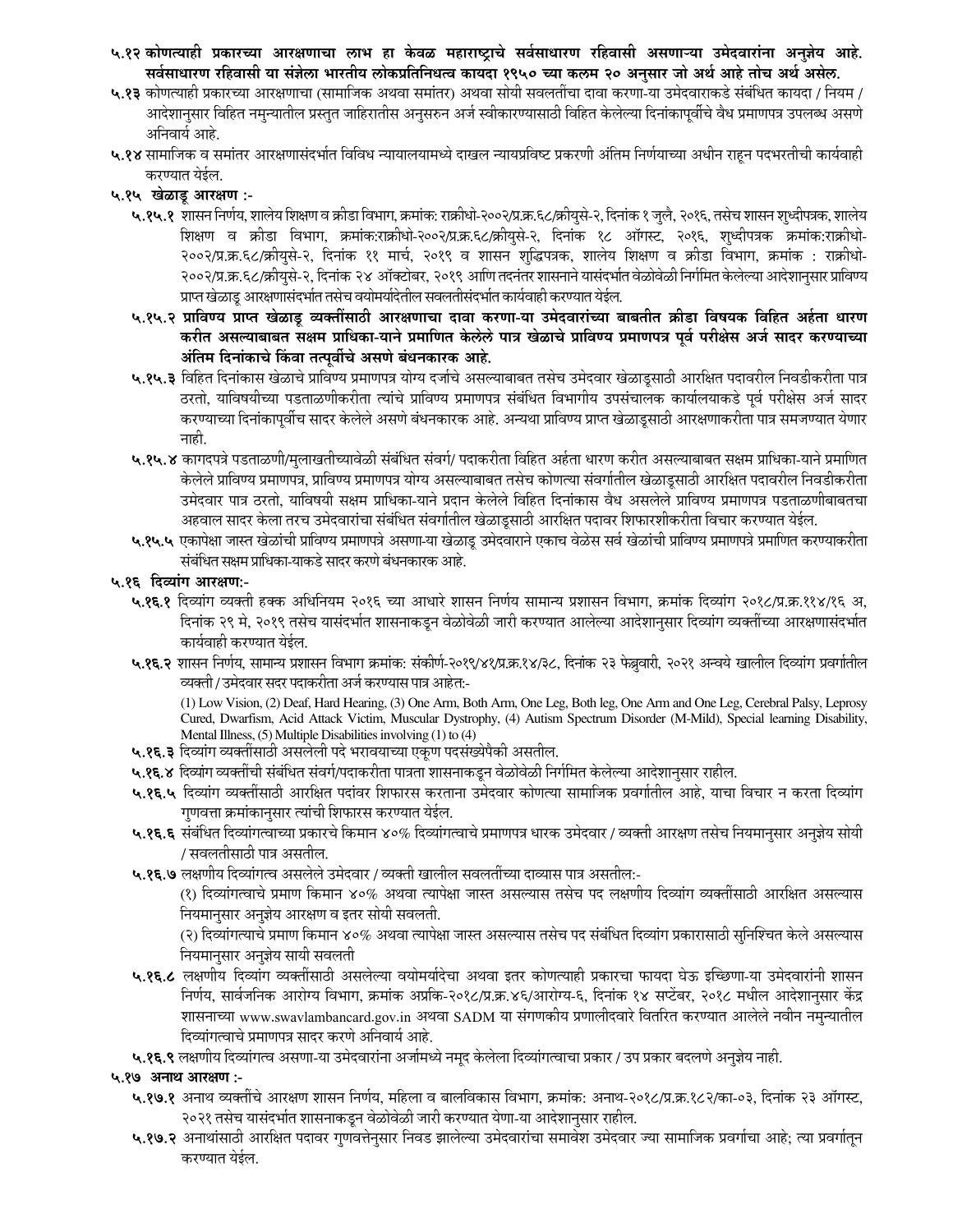**५.१२ कोणत्याही प्रकारच्या आरक्षणाचा लाभ हा केवळ महाराष्ट्राचे सर्वसाधारण रहिवासी असणाऱ्या उमेदवारांना अनुज्ञेय आहे. सर्वसाधारण रहिवासी या संज्ञेला भारतीय लोकप्रतिनिधत्व कायदा १९५० च्या कलम २० अनुसार जो अर्थ आहे तोच अर्थ असेल.**

**५.१३** कोणत्याही प्रकारच्या आरक्षणाचा (सामाजिक अथवा समांतर) अथवा सोयी सवलतींचा दावा करणा-या उमेदवाराकडे संबंधित कायदा / नियम / आदेशानुसार विहित नमुन्यातील प्रस्तुत जाहिरातीस अनुसरुन अर्ज स्वीकारण्यासाठी विहित केलेल्या दिनांकापूर्वीचे वैध प्रमाणपत्र उपलब्ध असणे अनिवार्य आहे.

**५.१४** सामाजिक व समांतर आरक्षणासंदर्भात विविध न्यायालयामध्ये दाखल न्यायप्रविष्ट प्रकरणी अंतिम निर्णयाच्या अधीन राहून पदभरतीची कार्यवाही करण्यात येईल.

**५.१५ खेळाडू आरक्षण :-**

**५.१५.१** शासन निर्णय, शालेय शिक्षण व क्रीडा विभाग, क्रमांक: राक्रीधो-२००२/प्र.क्र.६८/क्रीयुसे-२, दिनांक १ जुलै, २०१६, तसेच शासन शुध्दीपत्रक, शालेय शिक्षण व क्रीडा विभाग, क्रमांक:राक्रीधो-२००२/प्र.क्र.६८/क्रीयुसे-२, दिनांक १८ ऑगस्ट, २०१६, शुध्दीपत्रक क्रमांक:राक्रीधो-२००२/प्र.क्र.६८/क्रीयुसे-२, दिनांक ११ मार्च, २०१९ व शासन शुद्धिपत्रक, शालेय शिक्षण व क्रीडा विभाग, क्रमांक : राक्रीधो-२००२/प्र.क्र.६८/क्रीयुसे-२, दिनांक २४ ऑक्टोबर, २०१९ आणि तदनंतर शासनाने यासंदर्भात वेळोवेळी निर्गमित केलेल्या आदेशानुसार प्राविण्य प्राप्त खेळाडू आरक्षणासंदर्भात तसेच वयोमर्यादेतील सवलतीसंदर्भात कार्यवाही करण्यात येईल.

**५.१५.२ प्राविण्य प्राप्त खेळाडू व्यक्तींसाठी आरक्षणाचा दावा करणा-या उमेदवारांच्या बाबतीत क्रीडा विषयक विहित अर्हता धारण करीत असल्याबाबत सक्षम प्राधिका-याने प्रमाणित केलेले पात्र खेळाचे प्राविण्य प्रमाणपत्र पूर्व परीक्षेस अर्ज सादर करण्याच्या अंतिम दिनांकाचे किंवा तत्पूर्वीचे असणे बंधनकारक आहे.**

**५.१५.३** विहित दिनांकास खेळाचे प्राविण्य प्रमाणपत्र योग्य दर्जाचे असल्याबाबत तसेच उमेदवार खेळाडूसाठी आरक्षित पदावरील निवडीकरीता पात्र ठरतो, याविषयीच्या पडताळणीकरीता त्यांचे प्राविण्य प्रमाणपत्र संबंधित विभागीय उपसंचालक कार्यालयाकडे पूर्व परीक्षेस अर्ज सादर करण्याच्या दिनांकापूर्वीच सादर केलेले असणे बंधनकारक आहे. अन्यथा प्राविण्य प्राप्त खेळाडूसाठी आरक्षणाकरीता पात्र समजण्यात येणार नाही.

**५.१५.४** कागदपत्रे पडताळणी/मुलाखतीच्यावेळी संबंधित संवर्ग/ पदाकरीता विहित अर्हता धारण करीत असल्याबाबत सक्षम प्राधिका-याने प्रमाणित केलेले प्राविण्य प्रमाणपत्र, प्राविण्य प्रमाणपत्र योग्य असल्याबाबत तसेच कोणत्या संवर्गातील खेळाडूसाठी आरक्षित पदावरील निवडीकरीता उमेदवार पात्र ठरतो, याविषयी सक्षम प्राधिका-याने प्रदान केलेले विहित दिनांकास वैध असलेले प्राविण्य प्रमाणपत्र पडताळणीबाबतचा अहवाल सादर केला तरच उमेदवारांचा संबंधित संवर्गातील खेळाडूसाठी आरक्षित पदावर शिफारशीकरीता विचार करण्यात येईल.

**५.१५.५** एकापेक्षा जास्त खेळांची प्राविण्य प्रमाणपत्रे असणा-या खेळाडू उमेदवाराने एकाच वेळेस सर्व खेळांची प्राविण्य प्रमाणपत्रे प्रमाणित करण्याकरीता संबंधित सक्षम प्राधिका-याकडे सादर करणे बंधनकारक आहे.

**५.१६ दिव्यांग आरक्षण:-**

**५.१६.१** दिव्यांग व्यक्ती हक्क अधिनियम २०१६ च्या आधारे शासन निर्णय सामान्य प्रशासन विभाग, क्रमांक दिव्यांग २०१८/प्र.क्र.११४/१६ अ, दिनांक २९ मे, २०१९ तसेच यासंदर्भात शासनाकडून वेळोवेळी जारी करण्यात आलेल्या आदेशानुसार दिव्यांग व्यक्तींच्या आरक्षणासंदर्भात कार्यवाही करण्यात येईल.

**५.१६.२** शासन निर्णय, सामान्य प्रशासन विभाग क्रमांक: संकीर्ण-२०१९/४१/प्र.क्र.१४/३८, दिनांक २३ फेब्रुवारी, २०२१ अन्वये खालील दिव्यांग प्रवर्गातील व्यक्ती / उमेदवार सदर पदाकरीता अर्ज करण्यास पात्र आहेत:-

(1) Low Vision, (2) Deaf, Hard Hearing, (3) One Arm, Both Arm, One Leg, Both leg, One Arm and One Leg, Cerebral Palsy, Leprosy Cured, Dwarfism, Acid Attack Victim, Muscular Dystrophy, (4) Autism Spectrum Disorder (M-Mild), Special learning Disability, Mental Illness, (5) Multiple Disabilities involving (1) to (4)

**५.१६.३** दिव्यांग व्यक्तींसाठी असलेली पदे भरावयाच्या एकूण पदसंख्येपैकी असतील.

**५.१६.४** दिव्यांग व्यक्तींची संबंधित संवर्ग/पदाकरीता पात्रता शासनाकडून वेळोवेळी निर्गमित केलेल्या आदेशानुसार राहील.

**५.१६.५** दिव्यांग व्यक्तींसाठी आरक्षित पदांवर शिफारस करताना उमेदवार कोणत्या सामाजिक प्रवर्गातील आहे, याचा विचार न करता दिव्यांग गुणवत्ता क्रमांकानुसार त्यांची शिफारस करण्यात येईल.

**५.१६.६** संबंधित दिव्यांगत्वाच्या प्रकारचे किमान ४०% दिव्यांगत्वाचे प्रमाणपत्र धारक उमेदवार / व्यक्ती आरक्षण तसेच नियमानुसार अनुज्ञेय सोयी / सवलतीसाठी पात्र असतील.

**५.१६.७** लक्षणीय दिव्यांगत्व असलेले उमेदवार / व्यक्ती खालील सवलतींच्या दाव्यास पात्र असतील:-

(१) दिव्यांगत्वाचे प्रमाण किमान ४०% अथवा त्यापेक्षा जास्त असल्यास तसेच पद लक्षणीय दिव्यांग व्यक्तींसाठी आरक्षित असल्यास नियमानुसार अनुज्ञेय आरक्षण व इतर सोयी सवलती.

(२) दिव्यांगत्याचे प्रमाण किमान ४०% अथवा त्यापेक्षा जास्त असल्यास तसेच पद संबंधित दिव्यांग प्रकारासाठी सुनिश्चित केले असल्यास नियमानुसार अनुज्ञेय सायी सवलती

**५.१६.८** लक्षणीय दिव्यांग व्यक्तींसाठी असलेल्या वयोमर्यादेचा अथवा इतर कोणत्याही प्रकारचा फायदा घेऊ इच्छिणा-या उमेदवारांनी शासन निर्णय, सार्वजनिक आरोग्य विभाग, क्रमांक अप्रकि-२०१८/प्र.क्र.४६/आरोग्य-६, दिनांक १४ सप्टेंबर, २०१८ मधील आदेशानुसार केंद्र शासनाच्या www.swavlambancard.gov.in अथवा SADM या संगणकीय प्रणालीदवारे वितरित करण्यात आलेले नवीन नमुन्यातील दिव्यांगत्वाचे प्रमाणपत्र सादर करणे अनिवार्य आहे.

**५.१६.९** लक्षणीय दिव्यांगत्व असणा-या उमेदवारांना अर्जामध्ये नमूद केलेला दिव्यांगत्वाचा प्रकार / उप प्रकार बदलणे अनुज्ञेय नाही.

**५.१७ अनाथ आरक्षण :-**

**५.१७.१** अनाथ व्यक्तींचे आरक्षण शासन निर्णय, महिला व बालविकास विभाग, क्रमांक: अनाथ-२०१८/प्र.क्र.१८२/का-०३, दिनांक २३ ऑगस्ट, २०२१ तसेच यासंदर्भात शासनाकडून वेळोवेळी जारी करण्यात येणा-या आदेशानुसार राहील.

**५.१७.२** अनाथांसाठी आरक्षित पदावर गुणवत्तेनुसार निवड झालेल्या उमेदवारांचा समावेश उमेदवार ज्या सामाजिक प्रवर्गाचा आहे; त्या प्रवर्गातून करण्यात येईल.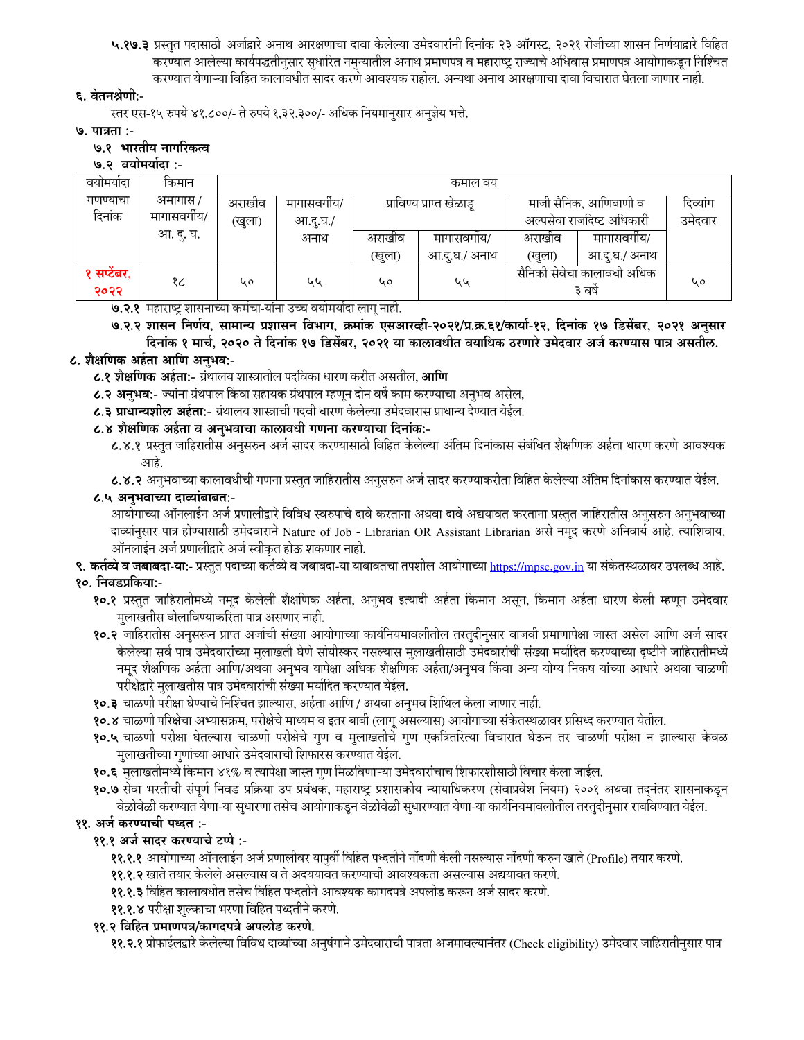५.१७.३ प्रस्तुत पदासाठी अर्जाद्वारे अनाथ आरक्षणाचा दावा केलेल्या उमेदवारांनी दिनांक २३ ऑगस्ट, २०२१ रोजीच्या शासन निर्णयाद्वारे विहित करण्यात आलेल्या कार्यपद्धतीनुसार सुधारित नमुन्यातील अनाथ प्रमाणपत्र व महाराष्ट्र राज्याचे अधिवास प्रमाणपत्र आयोगाकडून निश्चित करण्यात येणाऱ्या विहित कालावधीत सादर करणे आवश्यक राहील. अन्यथा अनाथ आरक्षणाचा दावा विचारात घेतला जाणार नाही.

## ६. वेतनश्रेणी:-

स्तर एस-१५ रुपये ४१,८००/- ते रुपये १,३२,३००/- अधिक नियमानुसार अनुज्ञेय भत्ते.

## ७. पात्रता :-

### ७.१ भारतीय नागरिकत्व

### ७.२ वयोमर्यादा :-

| वयोमर्यादा गणण्याचा दिनांक | किमान | कमाल वय | | | | | | |
|---|---|---|---|---|---|---|---|---|
| | अमागास / मागासवर्गीय/ आ. दु. घ. | अराखीव (खुला) | मागासवर्गीय/ आ.दु.घ./ अनाथ | प्राविण्य प्राप्त खेळाडू | | माजी सैनिक, आणिबाणी व अल्पसेवा राजदिष्ट अधिकारी | | दिव्यांग उमेदवार |
| | | | | अराखीव (खुला) | मागासवर्गीय/ आ.दु.घ./ अनाथ | अराखीव (खुला) | मागासवर्गीय/ आ.दु.घ./ अनाथ | |
| १ सप्टेंबर, २०२२ | १८ | ५० | ५५ | ५० | ५५ | सैनिकी सेवेचा कालावधी अधिक ३ वर्षे | | ५० |

**७.२.१** महाराष्ट्र शासनाच्या कर्मचा-यांना उच्च वयोमर्यादा लागू नाही.

**७.२.२ शासन निर्णय, सामान्य प्रशासन विभाग, क्रमांक एसआरव्ही-२०२१/प्र.क्र.६१/कार्या-१२, दिनांक १७ डिसेंबर, २०२१ अनुसार दिनांक १ मार्च, २०२० ते दिनांक १७ डिसेंबर, २०२१ या कालावधीत वयाधिक ठरणारे उमेदवार अर्ज करण्यास पात्र असतील.**

## ८. शैक्षणिक अर्हता आणि अनुभव:-

**८.१ शैक्षणिक अर्हता:-** ग्रंथालय शास्त्रातील पदविका धारण करीत असतील, **आणि**

**८.२ अनुभव:-** ज्यांना ग्रंथपाल किंवा सहायक ग्रंथपाल म्हणून दोन वर्षे काम करण्याचा अनुभव असेल,

**८.३ प्राधान्यशील अर्हता:-** ग्रंथालय शास्त्राची पदवी धारण केलेल्या उमेदवारास प्राधान्य देण्यात येईल.

**८.४ शैक्षणिक अर्हता व अनुभवाचा कालावधी गणना करण्याचा दिनांक:-**

८.४.१ प्रस्तुत जाहिरातीस अनुसरुन अर्ज सादर करण्यासाठी विहित केलेल्या अंतिम दिनांकास संबंधित शैक्षणिक अर्हता धारण करणे आवश्यक आहे.

८.४.२ अनुभवाच्या कालावधीची गणना प्रस्तुत जाहिरातीस अनुसरुन अर्ज सादर करण्याकरीता विहित केलेल्या अंतिम दिनांकास करण्यात येईल.

**८.५ अनुभवाच्या दाव्यांबाबत:-**

आयोगाच्या ऑनलाईन अर्ज प्रणालीद्वारे विविध स्वरुपाचे दावे करताना अथवा दावे अद्ययावत करताना प्रस्तुत जाहिरातीस अनुसरुन अनुभवाच्या दाव्यांनुसार पात्र होण्यासाठी उमेदवाराने Nature of Job - Librarian OR Assistant Librarian असे नमूद करणे अनिवार्य आहे. त्याशिवाय, ऑनलाईन अर्ज प्रणालीद्वारे अर्ज स्वीकृत होऊ शकणार नाही.

## ९. कर्तव्ये व जबाबदा-या:- प्रस्तुत पदाच्या कर्तव्ये व जबाबदा-या याबाबतचा तपशील आयोगाच्या https://mpsc.gov.in या संकेतस्थळावर उपलब्ध आहे.

## १०. निवडप्रकिया:-

**१०.१** प्रस्तुत जाहिरातीमध्ये नमूद केलेली शैक्षणिक अर्हता, अनुभव इत्यादी अर्हता किमान असून, किमान अर्हता धारण केली म्हणून उमेदवार मुलाखतीस बोलाविण्याकरिता पात्र असणार नाही.

**१०.२** जाहिरातीस अनुसरून प्राप्त अर्जाची संख्या आयोगाच्या कार्यनियमावलीतील तरतुदीनुसार वाजवी प्रमाणापेक्षा जास्त असेल आणि अर्ज सादर केलेल्या सर्व पात्र उमेदवारांच्या मुलाखती घेणे सोयीस्कर नसल्यास मुलाखतीसाठी उमेदवारांची संख्या मर्यादित करण्याच्या दृष्टीने जाहिरातीमध्ये नमूद शैक्षणिक अर्हता आणि/अथवा अनुभव यापेक्षा अधिक शैक्षणिक अर्हता/अनुभव किंवा अन्य योग्य निकष यांच्या आधारे अथवा चाळणी परीक्षेद्वारे मुलाखतीस पात्र उमेदवारांची संख्या मर्यादित करण्यात येईल.

**१०.३** चाळणी परीक्षा घेण्याचे निश्चित झाल्यास, अर्हता आणि / अथवा अनुभव शिथिल केला जाणार नाही.

**१०.४** चाळणी परिक्षेचा अभ्यासक्रम, परीक्षेचे माध्यम व इतर बाबी (लागू असल्यास) आयोगाच्या संकेतस्थळावर प्रसिध्द करण्यात येतील.

**१०.५** चाळणी परीक्षा घेतल्यास चाळणी परीक्षेचे गुण व मुलाखतीचे गुण एकत्रितरित्या विचारात घेऊन तर चाळणी परीक्षा न झाल्यास केवळ मुलाखतीच्या गुणांच्या आधारे उमेदवाराची शिफारस करण्यात येईल.

**१०.६** मुलाखतीमध्ये किमान ४१% व त्यापेक्षा जास्त गुण मिळविणाऱ्या उमेदवारांचाच शिफारशीसाठी विचार केला जाईल.

**१०.७** सेवा भरतीची संपूर्ण निवड प्रक्रिया उप प्रबंधक, महाराष्ट्र प्रशासकीय न्यायाधिकरण (सेवाप्रवेश नियम) २००१ अथवा तदनंतर शासनाकडून वेळोवेळी करण्यात येणा-या सुधारणा तसेच आयोगाकडून वेळोवेळी सुधारण्यात येणा-या कार्यनियमावलीतील तरतुदीनुसार राबविण्यात येईल.

## ११. अर्ज करण्याची पध्दत :-

### ११.१ अर्ज सादर करण्याचे टप्पे :-

**११.१.१** आयोगाच्या ऑनलाईन अर्ज प्रणालीवर यापुर्वी विहित पध्दतीने नोंदणी केली नसल्यास नोंदणी करुन खाते (Profile) तयार करणे.

**११.१.२** खाते तयार केलेले असल्यास व ते अदययावत करण्याची आवश्यकता असल्यास अद्ययावत करणे.

**११.१.३** विहित कालावधीत तसेच विहित पध्दतीने आवश्यक कागदपत्रे अपलोड करून अर्ज सादर करणे.

**११.१.४** परीक्षा शुल्काचा भरणा विहित पध्दतीने करणे.

### ११.२ विहित प्रमाणपत्र/कागदपत्रे अपलोड करणे.

**११.२.१** प्रोफाईलद्वारे केलेल्या विविध दाव्यांच्या अनुषंगाने उमेदवाराची पात्रता अजमावल्यानंतर (Check eligibility) उमेदवार जाहिरातीनुसार पात्र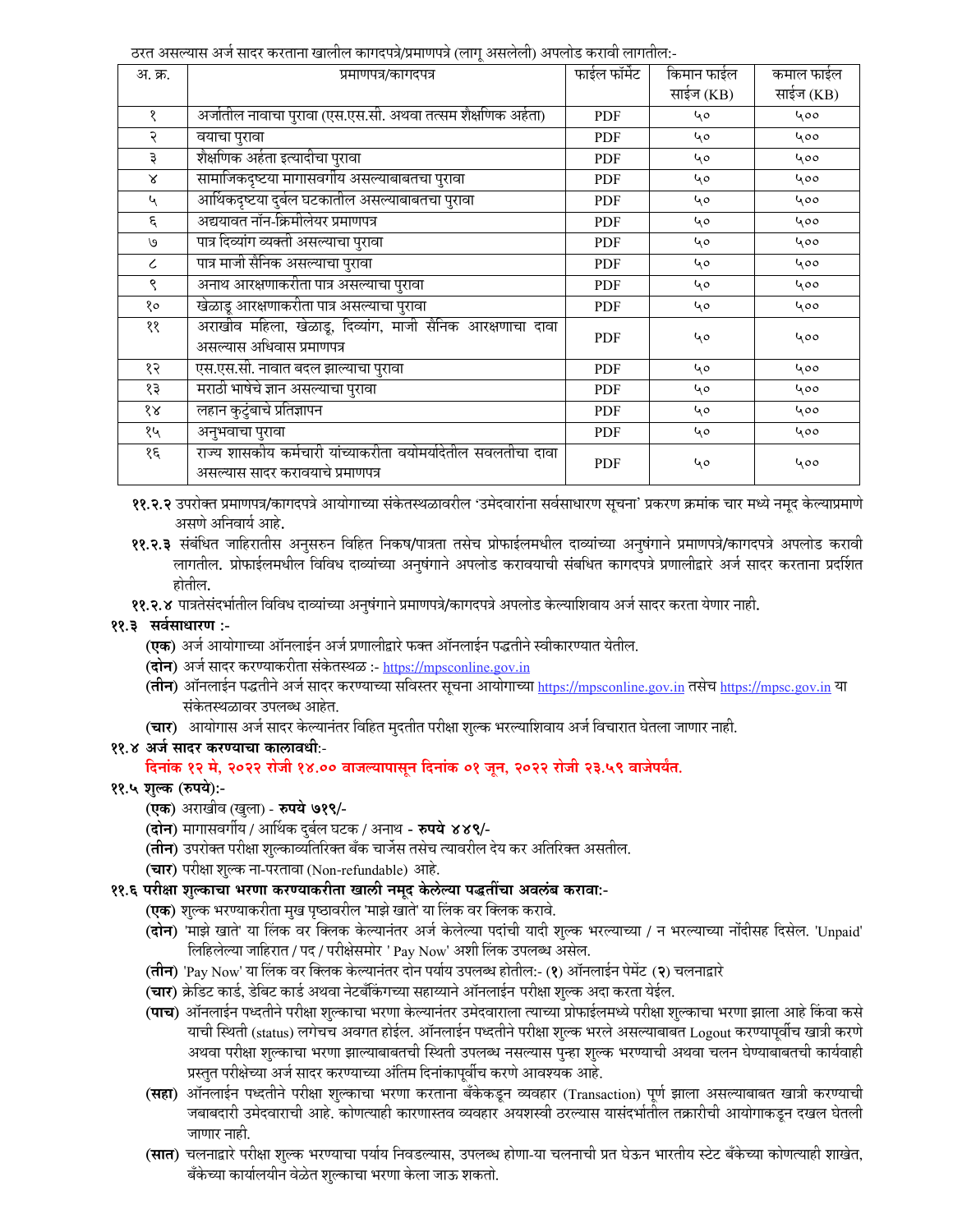ठरत असल्यास अर्ज सादर करताना खालील कागदपत्रे/प्रमाणपत्रे (लागू असलेली) अपलोड करावी लागतील:-

| अ. क्र. | प्रमाणपत्र/कागदपत्र | फाईल फॉर्मेट | किमान फाईल साईज (KB) | कमाल फाईल साईज (KB) |
|---|---|---|---|---|
| १ | अर्जातील नावाचा पुरावा (एस.एस.सी. अथवा तत्सम शैक्षणिक अर्हता) | PDF | ५० | ५०० |
| २ | वयाचा पुरावा | PDF | ५० | ५०० |
| ३ | शैक्षणिक अर्हता इत्यादीचा पुरावा | PDF | ५० | ५०० |
| ४ | सामाजिकदृष्ट्या मागासवर्गीय असल्याबाबतचा पुरावा | PDF | ५० | ५०० |
| ५ | आर्थिकदृष्ट्या दुर्बल घटकातील असल्याबाबतचा पुरावा | PDF | ५० | ५०० |
| ६ | अद्ययावत नॉन-क्रिमीलेयर प्रमाणपत्र | PDF | ५० | ५०० |
| ७ | पात्र दिव्यांग व्यक्ती असल्याचा पुरावा | PDF | ५० | ५०० |
| ८ | पात्र माजी सैनिक असल्याचा पुरावा | PDF | ५० | ५०० |
| ९ | अनाथ आरक्षणाकरीता पात्र असल्याचा पुरावा | PDF | ५० | ५०० |
| १० | खेळाडू आरक्षणाकरीता पात्र असल्याचा पुरावा | PDF | ५० | ५०० |
| ११ | अराखीव महिला, खेळाडू, दिव्यांग, माजी सैनिक आरक्षणाचा दावा असल्यास अधिवास प्रमाणपत्र | PDF | ५० | ५०० |
| १२ | एस.एस.सी. नावात बदल झाल्याचा पुरावा | PDF | ५० | ५०० |
| १३ | मराठी भाषेचे ज्ञान असल्याचा पुरावा | PDF | ५० | ५०० |
| १४ | लहान कुटुंबाचे प्रतिज्ञापन | PDF | ५० | ५०० |
| १५ | अनुभवाचा पुरावा | PDF | ५० | ५०० |
| १६ | राज्य शासकीय कर्मचारी यांच्याकरीता वयोमर्यादेतील सवलतीचा दावा असल्यास सादर करावयाचे प्रमाणपत्र | PDF | ५० | ५०० |

**११.२.२** उपरोक्त प्रमाणपत्र/कागदपत्रे आयोगाच्या संकेतस्थळावरील 'उमेदवारांना सर्वसाधारण सूचना' प्रकरण क्रमांक चार मध्ये नमूद केल्याप्रमाणे असणे अनिवार्य आहे.

**११.२.३** संबंधित जाहिरातीस अनुसरुन विहित निकष/पात्रता तसेच प्रोफाईलमधील दाव्यांच्या अनुषंगाने प्रमाणपत्रे/कागदपत्रे अपलोड करावी लागतील. प्रोफाईलमधील विविध दाव्यांच्या अनुषंगाने अपलोड करावयाची संबधित कागदपत्रे प्रणालीद्वारे अर्ज सादर करताना प्रदर्शित होतील.

**११.२.४** पात्रतेसंदर्भातील विविध दाव्यांच्या अनुषंगाने प्रमाणपत्रे/कागदपत्रे अपलोड केल्याशिवाय अर्ज सादर करता येणार नाही.

**११.३ सर्वसाधारण** :-

**(एक)** अर्ज आयोगाच्या ऑनलाईन अर्ज प्रणालीद्वारे फक्त ऑनलाईन पद्धतीने स्वीकारण्यात येतील.

**(दोन)** अर्ज सादर करण्याकरीता संकेतस्थळ :- https://mpsconline.gov.in

**(तीन)** ऑनलाईन पद्धतीने अर्ज सादर करण्याच्या सविस्तर सूचना आयोगाच्या https://mpsconline.gov.in तसेच https://mpsc.gov.in या संकेतस्थळावर उपलब्ध आहेत.

**(चार)** आयोगास अर्ज सादर केल्यानंतर विहित मुदतीत परीक्षा शुल्क भरल्याशिवाय अर्ज विचारात घेतला जाणार नाही.

**११.४ अर्ज सादर करण्याचा कालावधी**:-

**दिनांक १२ मे, २०२२ रोजी १४.०० वाजल्यापासून दिनांक ०१ जून, २०२२ रोजी २३.५९ वाजेपर्यंत.**

**११.५ शुल्क (रुपये)**:-

**(एक)** अराखीव (खुला) - **रुपये ७१९/-**

**(दोन)** मागासवर्गीय / आर्थिक दुर्बल घटक / अनाथ - **रुपये ४४९/-**

**(तीन)** उपरोक्त परीक्षा शुल्काव्यतिरिक्त बँक चार्जेस तसेच त्यावरील देय कर अतिरिक्त असतील.

**(चार)** परीक्षा शुल्क ना-परतावा (Non-refundable) आहे.

**११.६ परीक्षा शुल्काचा भरणा करण्याकरीता खाली नमूद केलेल्या पद्धतींचा अवलंब करावा**:-

**(एक)** शुल्क भरण्याकरीता मुख पृष्ठावरील 'माझे खाते' या लिंक वर क्लिक करावे.

**(दोन)** 'माझे खाते' या लिंक वर क्लिक केल्यानंतर अर्ज केलेल्या पदांची यादी शुल्क भरल्याच्या / न भरल्याच्या नोंदीसह दिसेल. 'Unpaid' लिहिलेल्या जाहिरात / पद / परीक्षेसमोर ' Pay Now' अशी लिंक उपलब्ध असेल.

**(तीन)** 'Pay Now' या लिंक वर क्लिक केल्यानंतर दोन पर्याय उपलब्ध होतील:- (**१**) ऑनलाईन पेमेंट (**२**) चलनाद्वारे

**(चार)** क्रेडिट कार्ड, डेबिट कार्ड अथवा नेटबँकिंगच्या सहाय्याने ऑनलाईन परीक्षा शुल्क अदा करता येईल.

**(पाच)** ऑनलाईन पध्दतीने परीक्षा शुल्काचा भरणा केल्यानंतर उमेदवाराला त्याच्या प्रोफाईलमध्ये परीक्षा शुल्काचा भरणा झाला आहे किंवा कसे याची स्थिती (status) लगेचच अवगत होईल. ऑनलाईन पध्दतीने परीक्षा शुल्क भरले असल्याबाबत Logout करण्यापूर्वीच खात्री करणे अथवा परीक्षा शुल्काचा भरणा झाल्याबाबतची स्थिती उपलब्ध नसल्यास पुन्हा शुल्क भरण्याची अथवा चलन घेण्याबाबतची कार्यवाही प्रस्तुत परीक्षेच्या अर्ज सादर करण्याच्या अंतिम दिनांकापूर्वीच करणे आवश्यक आहे.

**(सहा)** ऑनलाईन पध्दतीने परीक्षा शुल्काचा भरणा करताना बँकेकडून व्यवहार (Transaction) पूर्ण झाला असल्याबाबत खात्री करण्याची जबाबदारी उमेदवाराची आहे. कोणत्याही कारणास्तव व्यवहार अयशस्वी ठरल्यास यासंदर्भातील तक्रारीची आयोगाकडून दखल घेतली जाणार नाही.

**(सात)** चलनाद्वारे परीक्षा शुल्क भरण्याचा पर्याय निवडल्यास, उपलब्ध होणा-या चलनाची प्रत घेऊन भारतीय स्टेट बँकेच्या कोणत्याही शाखेत, बँकेच्या कार्यालयीन वेळेत शुल्काचा भरणा केला जाऊ शकतो.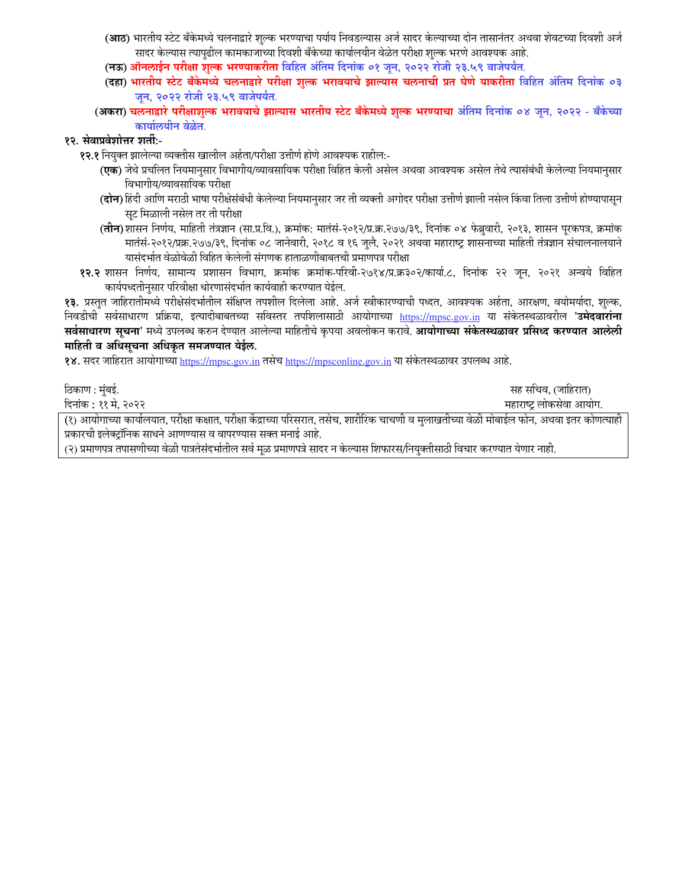**(आठ)** भारतीय स्टेट बँकेमध्ये चलनाद्वारे शुल्क भरण्याचा पर्याय निवडल्यास अर्ज सादर केल्याच्या दोन तासानंतर अथवा शेवटच्या दिवशी अर्ज सादर केल्यास त्यापुढील कामकाजाच्या दिवशी बँकेच्या कार्यालयीन वेळेत परीक्षा शुल्क भरणे आवश्यक आहे.

**(नऊ)** **ऑनलाईन परीक्षा शुल्क भरण्याकरीता विहित अंतिम दिनांक ०१ जून, २०२२ रोजी २३.५९ वाजेपर्यंत.**

**(दहा)** **भारतीय स्टेट बँकेमध्ये चलनाद्वारे परीक्षा शुल्क भरावयाचे झाल्यास चलनाची प्रत घेणे याकरीता विहित अंतिम दिनांक ०३ जून, २०२२ रोजी २३.५९ वाजेपर्यंत.**

**(अकरा)** **चलनाद्वारे परीक्षाशुल्क भरावयाचे झाल्यास भारतीय स्टेट बँकेमध्ये शुल्क भरण्याचा अंतिम दिनांक ०४ जून, २०२२ - बँकेच्या कार्यालयीन वेळेत.**

**१२. सेवाप्रवेशोत्तर शर्ती:-**

**१२.१** नियुक्त झालेल्या व्यक्तीस खालील अर्हता/परीक्षा उत्तीर्ण होणे आवश्यक राहील:-

**(एक)** जेथे प्रचलित नियमानुसार विभागीय/व्यावसायिक परीक्षा विहित केली असेल अथवा आवश्यक असेल तेथे त्यासंबंधी केलेल्या नियमानुसार विभागीय/व्यावसायिक परीक्षा

**(दोन)** हिंदी आणि मराठी भाषा परीक्षेसंबंधी केलेल्या नियमानुसार जर ती व्यक्ती अगोदर परीक्षा उत्तीर्ण झाली नसेल किंवा तिला उत्तीर्ण होण्यापासून सूट मिळाली नसेल तर ती परीक्षा

**(तीन)** शासन निर्णय, माहिती तंत्रज्ञान (सा.प्र.वि.), क्रमांक: मातंसं-२०१२/प्र.क्र.२७७/३९, दिनांक ०४ फेब्रुवारी, २०१३, शासन पूरकपत्र, क्रमांक मातंसं-२०१२/प्रक्र.२७७/३९, दिनांक ०८ जानेवारी, २०१८ व १६ जुलै, २०२१ अथवा महाराष्ट्र शासनाच्या माहिती तंत्रज्ञान संचालनालयाने यासंदर्भात वेळोवेळी विहित केलेली संगणक हाताळणीबाबतची प्रमाणपत्र परीक्षा

**१२.२** शासन निर्णय, सामान्य प्रशासन विभाग, क्रमांक क्रमांक-परिवी-२७१४/प्र.क्र३०२/कार्या.८, दिनांक २२ जून, २०२१ अन्वये विहित कार्यपध्दतीनुसार परिवीक्षा धोरणासंदर्भात कार्यवाही करण्यात येईल.

**१३.** प्रस्तुत जाहिरातीमध्ये परीक्षेसंदर्भातील संक्षिप्त तपशील दिलेला आहे. अर्ज स्वीकारण्याची पध्दत, आवश्यक अर्हता, आरक्षण, वयोमर्यादा, शुल्क, निवडीची सर्वसाधारण प्रक्रिया, इत्यादीबाबतच्या सविस्तर तपशिलासाठी आयोगाच्या https://mpsc.gov.in या संकेतस्थळावरील '**उमेदवारांना सर्वसाधारण सूचना**' मध्ये उपलब्ध करुन देण्यात आलेल्या माहितीचे कृपया अवलोकन करावे. **आयोगाच्या संकेतस्थळावर प्रसिध्द करण्यात आलेली माहिती व अधिसूचना अधिकृत समजण्यात येईल.**

**१४.** सदर जाहिरात आयोगाच्या https://mpsc.gov.in तसेच https://mpsconline.gov.in या संकेतस्थळावर उपलब्ध आहे.

ठिकाण : मुंबई.
दिनांक : ११ मे, २०२२

सह सचिव, (जाहिरात)
महाराष्ट्र लोकसेवा आयोग.

(१) आयोगाच्या कार्यालयात, परीक्षा कक्षात, परीक्षा केंद्राच्या परिसरात, तसेच, शारीरिक चाचणी व मुलाखतीच्या वेळी मोबाईल फोन, अथवा इतर कोणत्याही प्रकारची इलेक्ट्रॉनिक साधने आणण्यास व वापरण्यास सक्त मनाई आहे.
(२) प्रमाणपत्र तपासणीच्या वेळी पात्रतेसंदर्भातील सर्व मूळ प्रमाणपत्रे सादर न केल्यास शिफारस/नियुक्तीसाठी विचार करण्यात येणार नाही.